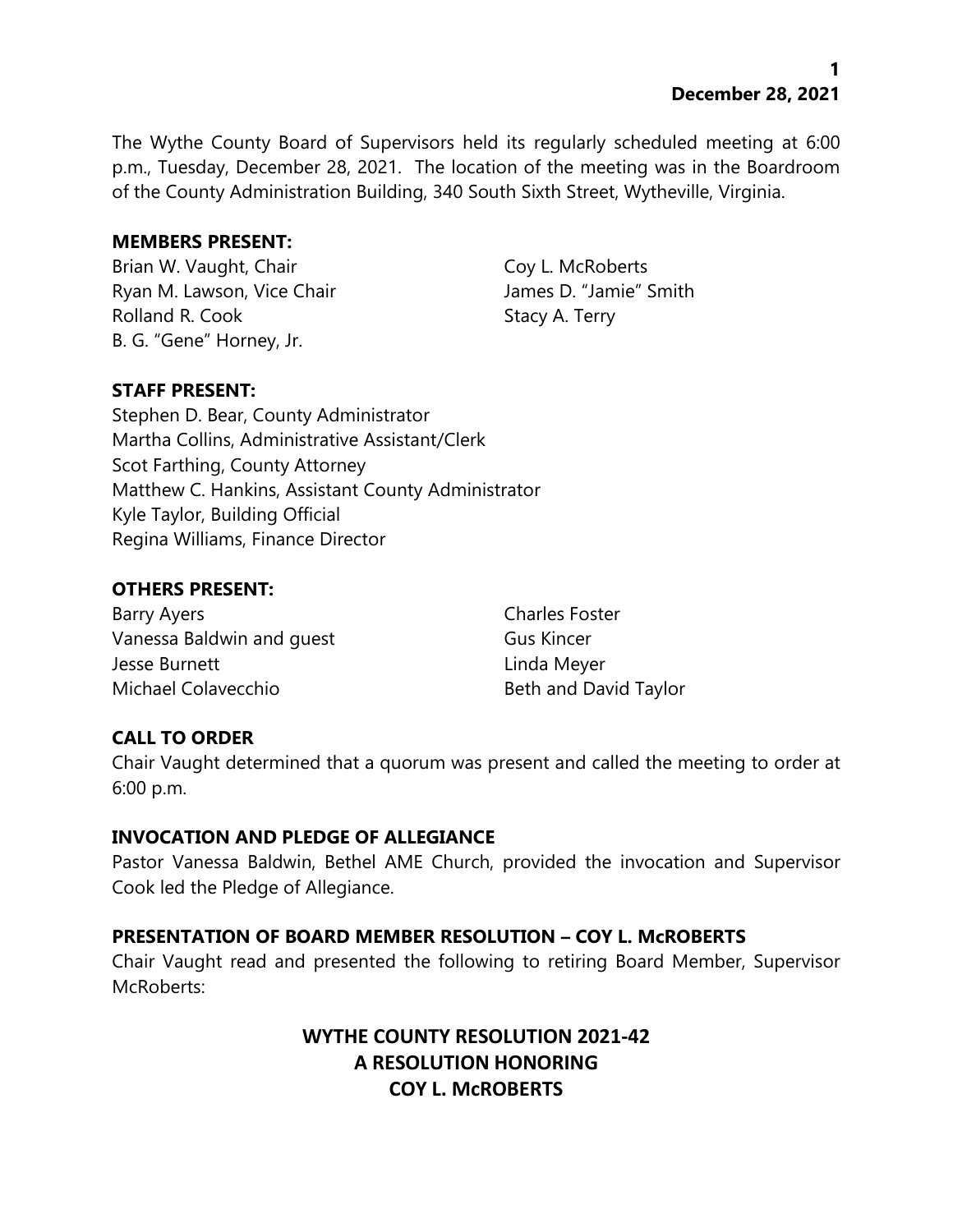**December 28, 2021**

The Wythe County Board of Supervisors held its regularly scheduled meeting at 6:00 p.m., Tuesday, December 28, 2021. The location of the meeting was in the Boardroom of the County Administration Building, 340 South Sixth Street, Wytheville, Virginia.

**MEMBERS PRESENT:**

Brian W. Vaught, Chair
Ryan M. Lawson, Vice Chair
Rolland R. Cook
B. G. "Gene" Horney, Jr.
Coy L. McRoberts
James D. "Jamie" Smith
Stacy A. Terry

**STAFF PRESENT:**

Stephen D. Bear, County Administrator
Martha Collins, Administrative Assistant/Clerk
Scot Farthing, County Attorney
Matthew C. Hankins, Assistant County Administrator
Kyle Taylor, Building Official
Regina Williams, Finance Director

**OTHERS PRESENT:**

Barry Ayers
Vanessa Baldwin and guest
Jesse Burnett
Michael Colavecchio
Charles Foster
Gus Kincer
Linda Meyer
Beth and David Taylor

**CALL TO ORDER**

Chair Vaught determined that a quorum was present and called the meeting to order at 6:00 p.m.

**INVOCATION AND PLEDGE OF ALLEGIANCE**

Pastor Vanessa Baldwin, Bethel AME Church, provided the invocation and Supervisor Cook led the Pledge of Allegiance.

**PRESENTATION OF BOARD MEMBER RESOLUTION – COY L. McROBERTS**

Chair Vaught read and presented the following to retiring Board Member, Supervisor McRoberts:

**WYTHE COUNTY RESOLUTION 2021-42**
**A RESOLUTION HONORING**
**COY L. McROBERTS**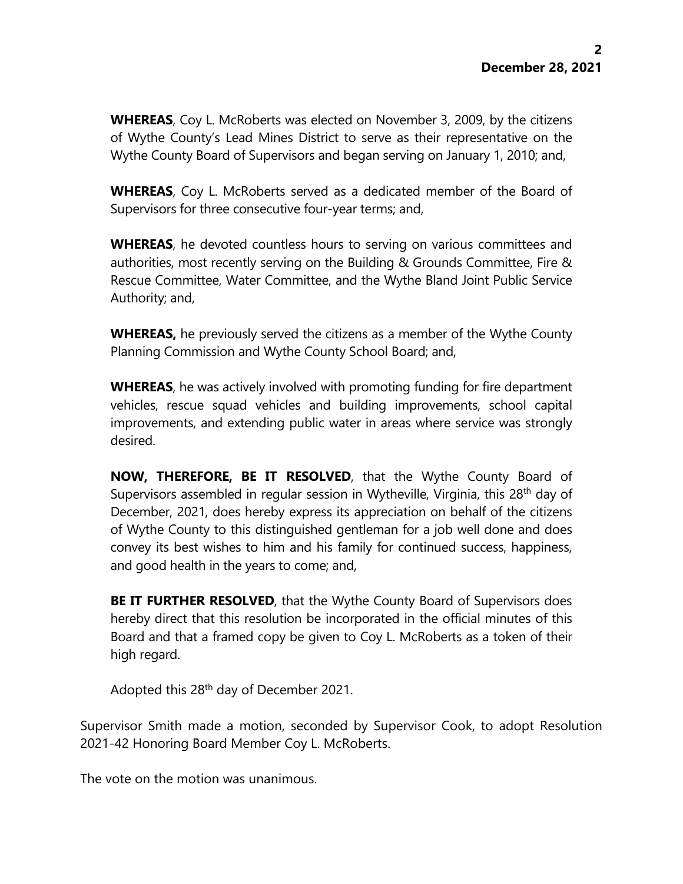**WHEREAS**, Coy L. McRoberts was elected on November 3, 2009, by the citizens of Wythe County's Lead Mines District to serve as their representative on the Wythe County Board of Supervisors and began serving on January 1, 2010; and,

**WHEREAS**, Coy L. McRoberts served as a dedicated member of the Board of Supervisors for three consecutive four-year terms; and,

**WHEREAS**, he devoted countless hours to serving on various committees and authorities, most recently serving on the Building & Grounds Committee, Fire & Rescue Committee, Water Committee, and the Wythe Bland Joint Public Service Authority; and,

**WHEREAS,** he previously served the citizens as a member of the Wythe County Planning Commission and Wythe County School Board; and,

**WHEREAS**, he was actively involved with promoting funding for fire department vehicles, rescue squad vehicles and building improvements, school capital improvements, and extending public water in areas where service was strongly desired.

**NOW, THEREFORE, BE IT RESOLVED**, that the Wythe County Board of Supervisors assembled in regular session in Wytheville, Virginia, this 28th day of December, 2021, does hereby express its appreciation on behalf of the citizens of Wythe County to this distinguished gentleman for a job well done and does convey its best wishes to him and his family for continued success, happiness, and good health in the years to come; and,

**BE IT FURTHER RESOLVED**, that the Wythe County Board of Supervisors does hereby direct that this resolution be incorporated in the official minutes of this Board and that a framed copy be given to Coy L. McRoberts as a token of their high regard.

Adopted this 28th day of December 2021.

Supervisor Smith made a motion, seconded by Supervisor Cook, to adopt Resolution 2021-42 Honoring Board Member Coy L. McRoberts.

The vote on the motion was unanimous.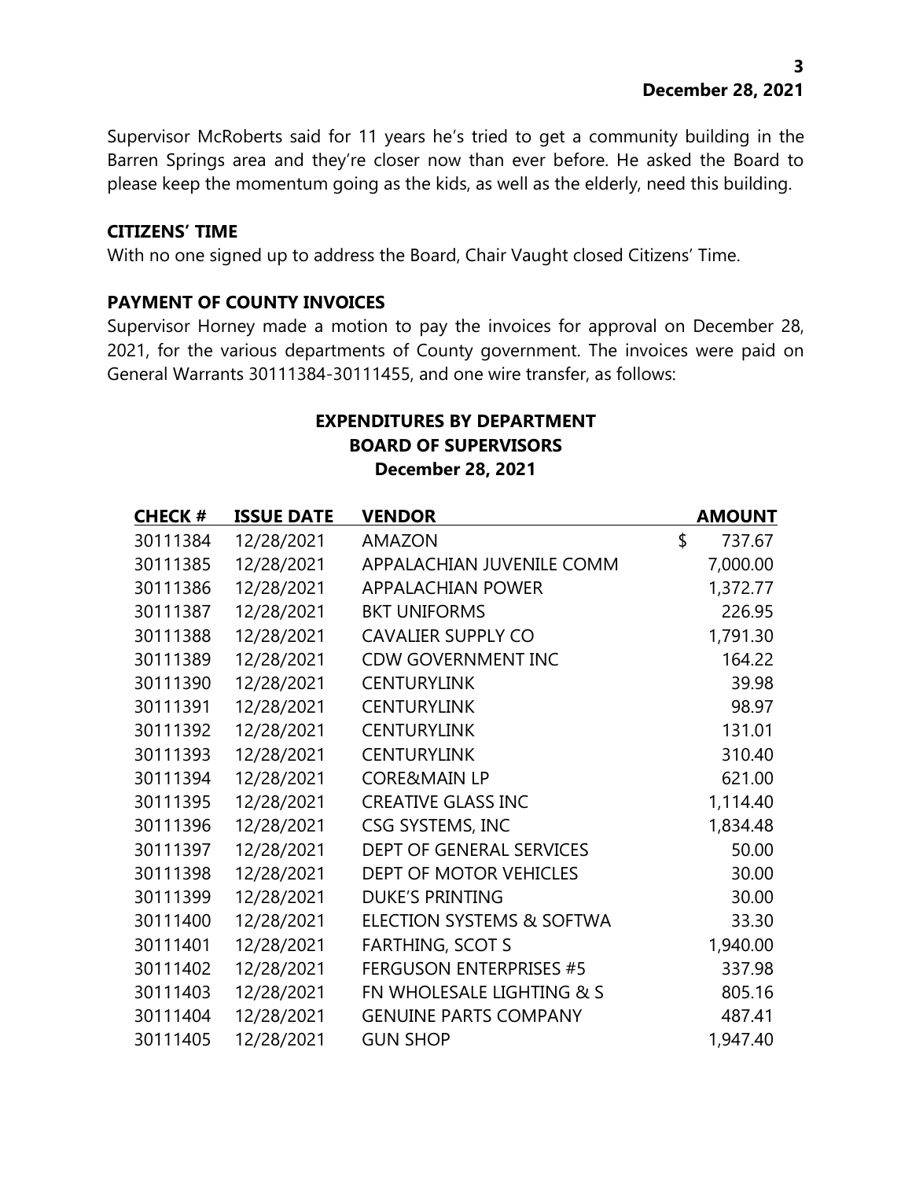Supervisor McRoberts said for 11 years he's tried to get a community building in the Barren Springs area and they're closer now than ever before. He asked the Board to please keep the momentum going as the kids, as well as the elderly, need this building.

**CITIZENS' TIME**

With no one signed up to address the Board, Chair Vaught closed Citizens' Time.

**PAYMENT OF COUNTY INVOICES**

Supervisor Horney made a motion to pay the invoices for approval on December 28, 2021, for the various departments of County government. The invoices were paid on General Warrants 30111384-30111455, and one wire transfer, as follows:

**EXPENDITURES BY DEPARTMENT**
**BOARD OF SUPERVISORS**
**December 28, 2021**

| CHECK # | ISSUE DATE | VENDOR | AMOUNT |
|---|---|---|---|
| 30111384 | 12/28/2021 | AMAZON | $ 737.67 |
| 30111385 | 12/28/2021 | APPALACHIAN JUVENILE COMM | 7,000.00 |
| 30111386 | 12/28/2021 | APPALACHIAN POWER | 1,372.77 |
| 30111387 | 12/28/2021 | BKT UNIFORMS | 226.95 |
| 30111388 | 12/28/2021 | CAVALIER SUPPLY CO | 1,791.30 |
| 30111389 | 12/28/2021 | CDW GOVERNMENT INC | 164.22 |
| 30111390 | 12/28/2021 | CENTURYLINK | 39.98 |
| 30111391 | 12/28/2021 | CENTURYLINK | 98.97 |
| 30111392 | 12/28/2021 | CENTURYLINK | 131.01 |
| 30111393 | 12/28/2021 | CENTURYLINK | 310.40 |
| 30111394 | 12/28/2021 | CORE&MAIN LP | 621.00 |
| 30111395 | 12/28/2021 | CREATIVE GLASS INC | 1,114.40 |
| 30111396 | 12/28/2021 | CSG SYSTEMS, INC | 1,834.48 |
| 30111397 | 12/28/2021 | DEPT OF GENERAL SERVICES | 50.00 |
| 30111398 | 12/28/2021 | DEPT OF MOTOR VEHICLES | 30.00 |
| 30111399 | 12/28/2021 | DUKE'S PRINTING | 30.00 |
| 30111400 | 12/28/2021 | ELECTION SYSTEMS & SOFTWA | 33.30 |
| 30111401 | 12/28/2021 | FARTHING, SCOT S | 1,940.00 |
| 30111402 | 12/28/2021 | FERGUSON ENTERPRISES #5 | 337.98 |
| 30111403 | 12/28/2021 | FN WHOLESALE LIGHTING & S | 805.16 |
| 30111404 | 12/28/2021 | GENUINE PARTS COMPANY | 487.41 |
| 30111405 | 12/28/2021 | GUN SHOP | 1,947.40 |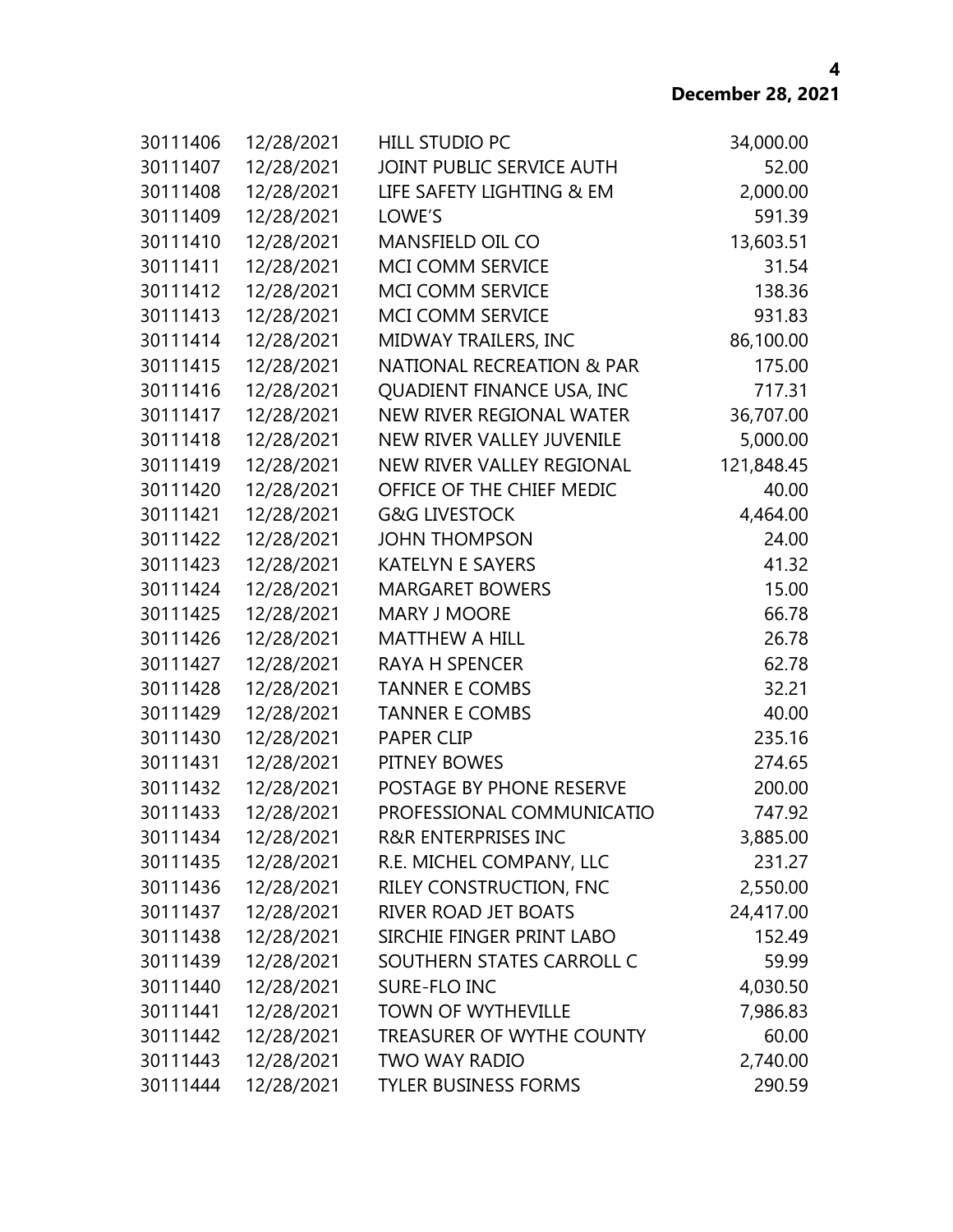| | | | |
|---|---|---|---|
| 30111406 | 12/28/2021 | HILL STUDIO PC | 34,000.00 |
| 30111407 | 12/28/2021 | JOINT PUBLIC SERVICE AUTH | 52.00 |
| 30111408 | 12/28/2021 | LIFE SAFETY LIGHTING & EM | 2,000.00 |
| 30111409 | 12/28/2021 | LOWE'S | 591.39 |
| 30111410 | 12/28/2021 | MANSFIELD OIL CO | 13,603.51 |
| 30111411 | 12/28/2021 | MCI COMM SERVICE | 31.54 |
| 30111412 | 12/28/2021 | MCI COMM SERVICE | 138.36 |
| 30111413 | 12/28/2021 | MCI COMM SERVICE | 931.83 |
| 30111414 | 12/28/2021 | MIDWAY TRAILERS, INC | 86,100.00 |
| 30111415 | 12/28/2021 | NATIONAL RECREATION & PAR | 175.00 |
| 30111416 | 12/28/2021 | QUADIENT FINANCE USA, INC | 717.31 |
| 30111417 | 12/28/2021 | NEW RIVER REGIONAL WATER | 36,707.00 |
| 30111418 | 12/28/2021 | NEW RIVER VALLEY JUVENILE | 5,000.00 |
| 30111419 | 12/28/2021 | NEW RIVER VALLEY REGIONAL | 121,848.45 |
| 30111420 | 12/28/2021 | OFFICE OF THE CHIEF MEDIC | 40.00 |
| 30111421 | 12/28/2021 | G&G LIVESTOCK | 4,464.00 |
| 30111422 | 12/28/2021 | JOHN THOMPSON | 24.00 |
| 30111423 | 12/28/2021 | KATELYN E SAYERS | 41.32 |
| 30111424 | 12/28/2021 | MARGARET BOWERS | 15.00 |
| 30111425 | 12/28/2021 | MARY J MOORE | 66.78 |
| 30111426 | 12/28/2021 | MATTHEW A HILL | 26.78 |
| 30111427 | 12/28/2021 | RAYA H SPENCER | 62.78 |
| 30111428 | 12/28/2021 | TANNER E COMBS | 32.21 |
| 30111429 | 12/28/2021 | TANNER E COMBS | 40.00 |
| 30111430 | 12/28/2021 | PAPER CLIP | 235.16 |
| 30111431 | 12/28/2021 | PITNEY BOWES | 274.65 |
| 30111432 | 12/28/2021 | POSTAGE BY PHONE RESERVE | 200.00 |
| 30111433 | 12/28/2021 | PROFESSIONAL COMMUNICATIO | 747.92 |
| 30111434 | 12/28/2021 | R&R ENTERPRISES INC | 3,885.00 |
| 30111435 | 12/28/2021 | R.E. MICHEL COMPANY, LLC | 231.27 |
| 30111436 | 12/28/2021 | RILEY CONSTRUCTION, FNC | 2,550.00 |
| 30111437 | 12/28/2021 | RIVER ROAD JET BOATS | 24,417.00 |
| 30111438 | 12/28/2021 | SIRCHIE FINGER PRINT LABO | 152.49 |
| 30111439 | 12/28/2021 | SOUTHERN STATES CARROLL C | 59.99 |
| 30111440 | 12/28/2021 | SURE-FLO INC | 4,030.50 |
| 30111441 | 12/28/2021 | TOWN OF WYTHEVILLE | 7,986.83 |
| 30111442 | 12/28/2021 | TREASURER OF WYTHE COUNTY | 60.00 |
| 30111443 | 12/28/2021 | TWO WAY RADIO | 2,740.00 |
| 30111444 | 12/28/2021 | TYLER BUSINESS FORMS | 290.59 |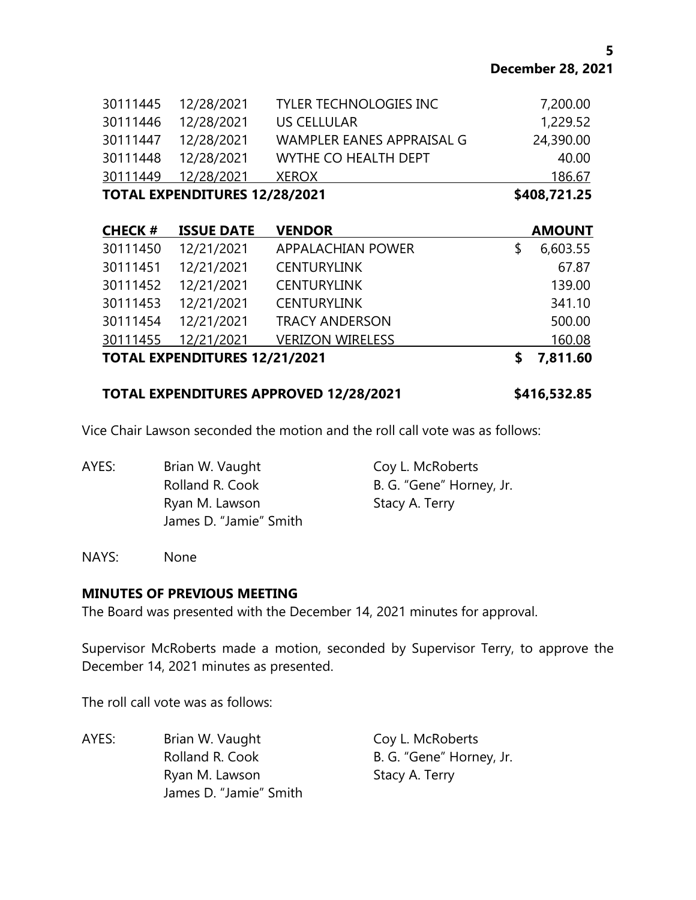| | | | |
|---|---|---|---|
| 30111445 | 12/28/2021 | TYLER TECHNOLOGIES INC | 7,200.00 |
| 30111446 | 12/28/2021 | US CELLULAR | 1,229.52 |
| 30111447 | 12/28/2021 | WAMPLER EANES APPRAISAL G | 24,390.00 |
| 30111448 | 12/28/2021 | WYTHE CO HEALTH DEPT | 40.00 |
| 30111449 | 12/28/2021 | XEROX | 186.67 |
| **TOTAL EXPENDITURES 12/28/2021** | | | **$408,721.25** |

| CHECK # | ISSUE DATE | VENDOR | AMOUNT |
|---|---|---|---|
| 30111450 | 12/21/2021 | APPALACHIAN POWER | $ 6,603.55 |
| 30111451 | 12/21/2021 | CENTURYLINK | 67.87 |
| 30111452 | 12/21/2021 | CENTURYLINK | 139.00 |
| 30111453 | 12/21/2021 | CENTURYLINK | 341.10 |
| 30111454 | 12/21/2021 | TRACY ANDERSON | 500.00 |
| 30111455 | 12/21/2021 | VERIZON WIRELESS | 160.08 |
| **TOTAL EXPENDITURES 12/21/2021** | | | **$ 7,811.60** |

**TOTAL EXPENDITURES APPROVED 12/28/2021 $416,532.85**

Vice Chair Lawson seconded the motion and the roll call vote was as follows:

AYES: Brian W. Vaught, Coy L. McRoberts, Rolland R. Cook, B. G. "Gene" Horney, Jr., Ryan M. Lawson, Stacy A. Terry, James D. "Jamie" Smith

NAYS: None

**MINUTES OF PREVIOUS MEETING**

The Board was presented with the December 14, 2021 minutes for approval.

Supervisor McRoberts made a motion, seconded by Supervisor Terry, to approve the December 14, 2021 minutes as presented.

The roll call vote was as follows:

AYES: Brian W. Vaught, Coy L. McRoberts, Rolland R. Cook, B. G. "Gene" Horney, Jr., Ryan M. Lawson, Stacy A. Terry, James D. "Jamie" Smith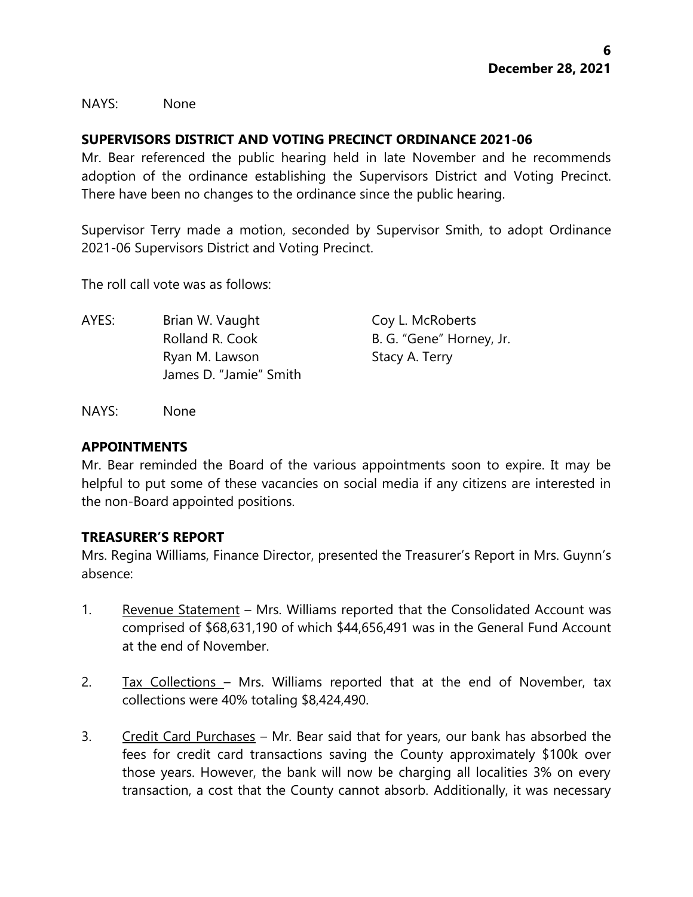NAYS: None

## SUPERVISORS DISTRICT AND VOTING PRECINCT ORDINANCE 2021-06

Mr. Bear referenced the public hearing held in late November and he recommends adoption of the ordinance establishing the Supervisors District and Voting Precinct. There have been no changes to the ordinance since the public hearing.

Supervisor Terry made a motion, seconded by Supervisor Smith, to adopt Ordinance 2021-06 Supervisors District and Voting Precinct.

The roll call vote was as follows:

AYES: Brian W. Vaught, Coy L. McRoberts, Rolland R. Cook, B. G. "Gene" Horney, Jr., Ryan M. Lawson, Stacy A. Terry, James D. "Jamie" Smith

NAYS: None

## APPOINTMENTS

Mr. Bear reminded the Board of the various appointments soon to expire. It may be helpful to put some of these vacancies on social media if any citizens are interested in the non-Board appointed positions.

## TREASURER'S REPORT

Mrs. Regina Williams, Finance Director, presented the Treasurer's Report in Mrs. Guynn's absence:

1. Revenue Statement – Mrs. Williams reported that the Consolidated Account was comprised of $68,631,190 of which $44,656,491 was in the General Fund Account at the end of November.

2. Tax Collections – Mrs. Williams reported that at the end of November, tax collections were 40% totaling $8,424,490.

3. Credit Card Purchases – Mr. Bear said that for years, our bank has absorbed the fees for credit card transactions saving the County approximately $100k over those years. However, the bank will now be charging all localities 3% on every transaction, a cost that the County cannot absorb. Additionally, it was necessary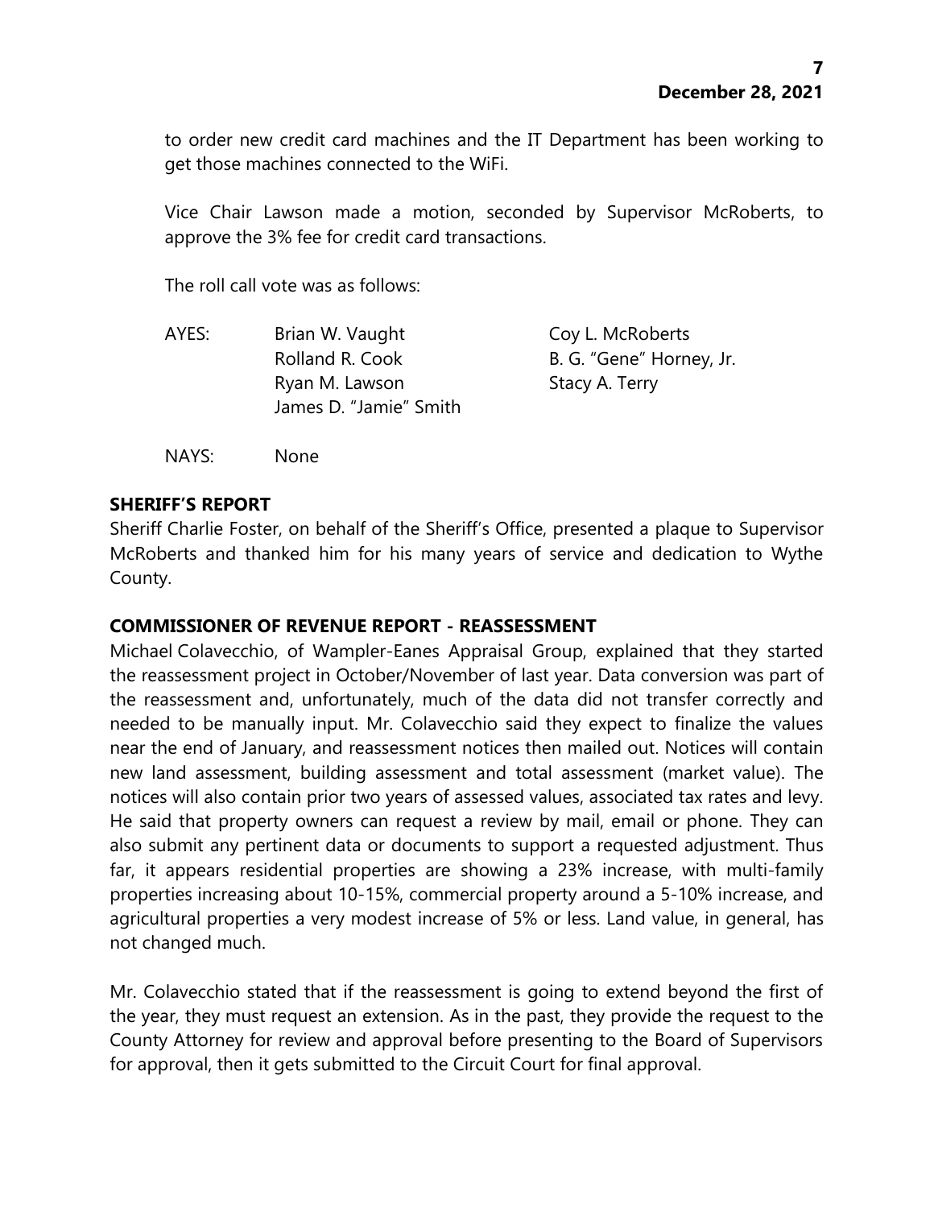to order new credit card machines and the IT Department has been working to get those machines connected to the WiFi.

Vice Chair Lawson made a motion, seconded by Supervisor McRoberts, to approve the 3% fee for credit card transactions.

The roll call vote was as follows:

| AYES: | Brian W. Vaught | Coy L. McRoberts |
|---|---|---|
| | Rolland R. Cook | B. G. "Gene" Horney, Jr. |
| | Ryan M. Lawson | Stacy A. Terry |
| | James D. "Jamie" Smith | |

NAYS: None

**SHERIFF'S REPORT**

Sheriff Charlie Foster, on behalf of the Sheriff's Office, presented a plaque to Supervisor McRoberts and thanked him for his many years of service and dedication to Wythe County.

**COMMISSIONER OF REVENUE REPORT - REASSESSMENT**

Michael Colavecchio, of Wampler-Eanes Appraisal Group, explained that they started the reassessment project in October/November of last year. Data conversion was part of the reassessment and, unfortunately, much of the data did not transfer correctly and needed to be manually input. Mr. Colavecchio said they expect to finalize the values near the end of January, and reassessment notices then mailed out. Notices will contain new land assessment, building assessment and total assessment (market value). The notices will also contain prior two years of assessed values, associated tax rates and levy. He said that property owners can request a review by mail, email or phone. They can also submit any pertinent data or documents to support a requested adjustment. Thus far, it appears residential properties are showing a 23% increase, with multi-family properties increasing about 10-15%, commercial property around a 5-10% increase, and agricultural properties a very modest increase of 5% or less. Land value, in general, has not changed much.

Mr. Colavecchio stated that if the reassessment is going to extend beyond the first of the year, they must request an extension. As in the past, they provide the request to the County Attorney for review and approval before presenting to the Board of Supervisors for approval, then it gets submitted to the Circuit Court for final approval.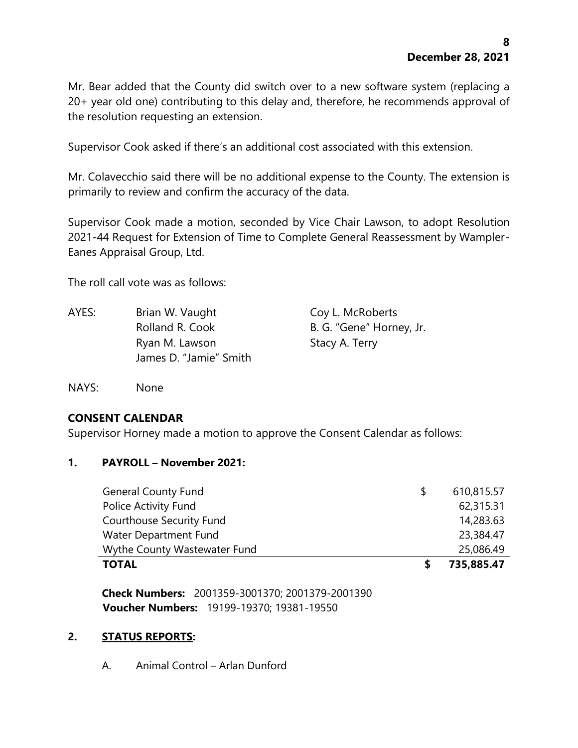Mr. Bear added that the County did switch over to a new software system (replacing a 20+ year old one) contributing to this delay and, therefore, he recommends approval of the resolution requesting an extension.

Supervisor Cook asked if there's an additional cost associated with this extension.

Mr. Colavecchio said there will be no additional expense to the County. The extension is primarily to review and confirm the accuracy of the data.

Supervisor Cook made a motion, seconded by Vice Chair Lawson, to adopt Resolution 2021-44 Request for Extension of Time to Complete General Reassessment by Wampler-Eanes Appraisal Group, Ltd.

The roll call vote was as follows:

AYES: Brian W. Vaught, Coy L. McRoberts, Rolland R. Cook, B. G. "Gene" Horney, Jr., Ryan M. Lawson, Stacy A. Terry, James D. "Jamie" Smith

NAYS: None

## CONSENT CALENDAR

Supervisor Horney made a motion to approve the Consent Calendar as follows:

### 1. PAYROLL – November 2021:

| Fund | Amount |
|---|---|
| General County Fund | $ 610,815.57 |
| Police Activity Fund | 62,315.31 |
| Courthouse Security Fund | 14,283.63 |
| Water Department Fund | 23,384.47 |
| Wythe County Wastewater Fund | 25,086.49 |
| **TOTAL** | **$ 735,885.47** |

**Check Numbers:** 2001359-3001370; 2001379-2001390
**Voucher Numbers:** 19199-19370; 19381-19550

### 2. STATUS REPORTS:

A. Animal Control – Arlan Dunford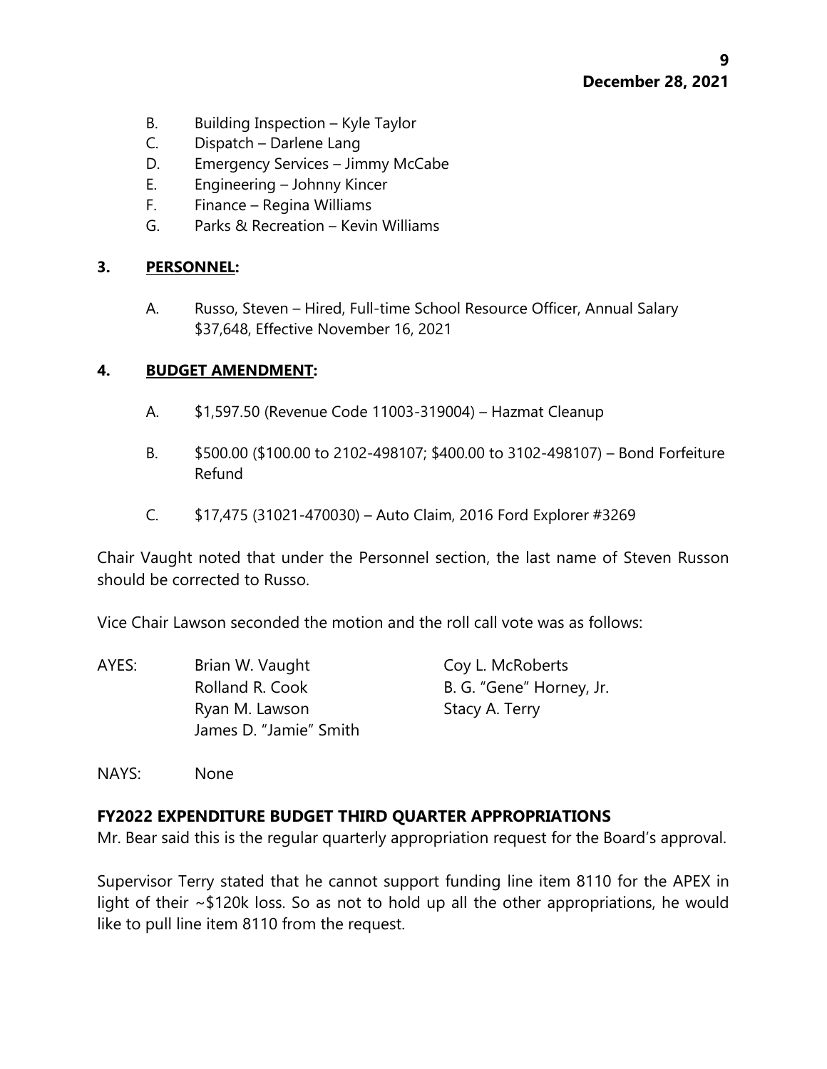B. Building Inspection – Kyle Taylor
C. Dispatch – Darlene Lang
D. Emergency Services – Jimmy McCabe
E. Engineering – Johnny Kincer
F. Finance – Regina Williams
G. Parks & Recreation – Kevin Williams

**3. PERSONNEL:**

A. Russo, Steven – Hired, Full-time School Resource Officer, Annual Salary $37,648, Effective November 16, 2021

**4. BUDGET AMENDMENT:**

A. $1,597.50 (Revenue Code 11003-319004) – Hazmat Cleanup

B. $500.00 ($100.00 to 2102-498107; $400.00 to 3102-498107) – Bond Forfeiture Refund

C. $17,475 (31021-470030) – Auto Claim, 2016 Ford Explorer #3269

Chair Vaught noted that under the Personnel section, the last name of Steven Russon should be corrected to Russo.

Vice Chair Lawson seconded the motion and the roll call vote was as follows:

| AYES: | Brian W. Vaught | Coy L. McRoberts |
|---|---|---|
| | Rolland R. Cook | B. G. “Gene” Horney, Jr. |
| | Ryan M. Lawson | Stacy A. Terry |
| | James D. “Jamie” Smith | |

NAYS: None

**FY2022 EXPENDITURE BUDGET THIRD QUARTER APPROPRIATIONS**

Mr. Bear said this is the regular quarterly appropriation request for the Board’s approval.

Supervisor Terry stated that he cannot support funding line item 8110 for the APEX in light of their ~$120k loss. So as not to hold up all the other appropriations, he would like to pull line item 8110 from the request.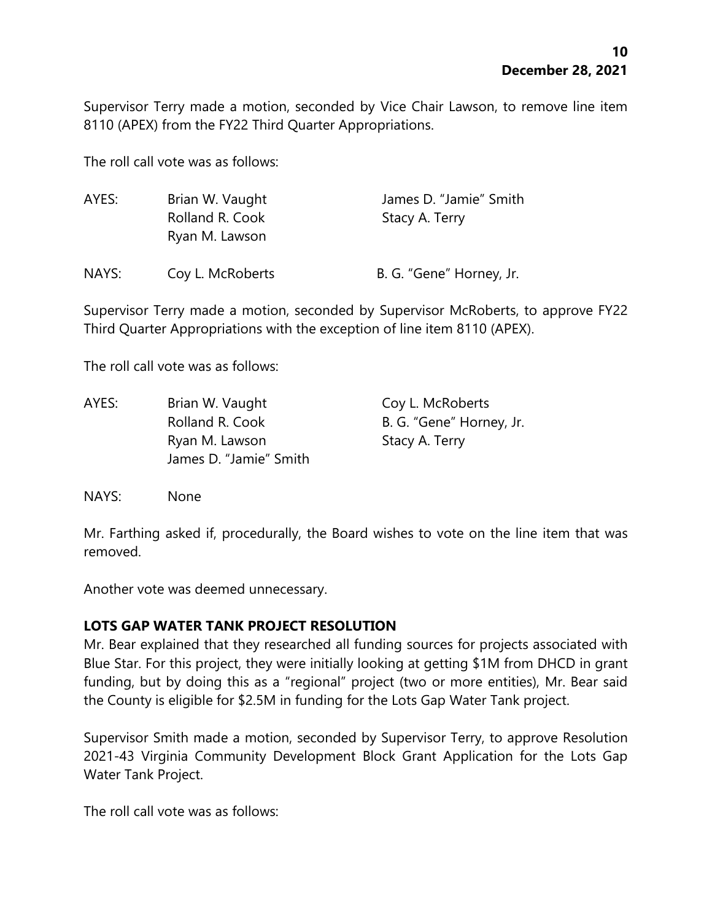Supervisor Terry made a motion, seconded by Vice Chair Lawson, to remove line item 8110 (APEX) from the FY22 Third Quarter Appropriations.

The roll call vote was as follows:

| | | |
|---|---|---|
| AYES: | Brian W. Vaught | James D. "Jamie" Smith |
| | Rolland R. Cook | Stacy A. Terry |
| | Ryan M. Lawson | |
| NAYS: | Coy L. McRoberts | B. G. "Gene" Horney, Jr. |

Supervisor Terry made a motion, seconded by Supervisor McRoberts, to approve FY22 Third Quarter Appropriations with the exception of line item 8110 (APEX).

The roll call vote was as follows:

| | | |
|---|---|---|
| AYES: | Brian W. Vaught | Coy L. McRoberts |
| | Rolland R. Cook | B. G. "Gene" Horney, Jr. |
| | Ryan M. Lawson | Stacy A. Terry |
| | James D. "Jamie" Smith | |
| NAYS: | None | |

Mr. Farthing asked if, procedurally, the Board wishes to vote on the line item that was removed.

Another vote was deemed unnecessary.

**LOTS GAP WATER TANK PROJECT RESOLUTION**

Mr. Bear explained that they researched all funding sources for projects associated with Blue Star. For this project, they were initially looking at getting $1M from DHCD in grant funding, but by doing this as a "regional" project (two or more entities), Mr. Bear said the County is eligible for $2.5M in funding for the Lots Gap Water Tank project.

Supervisor Smith made a motion, seconded by Supervisor Terry, to approve Resolution 2021-43 Virginia Community Development Block Grant Application for the Lots Gap Water Tank Project.

The roll call vote was as follows: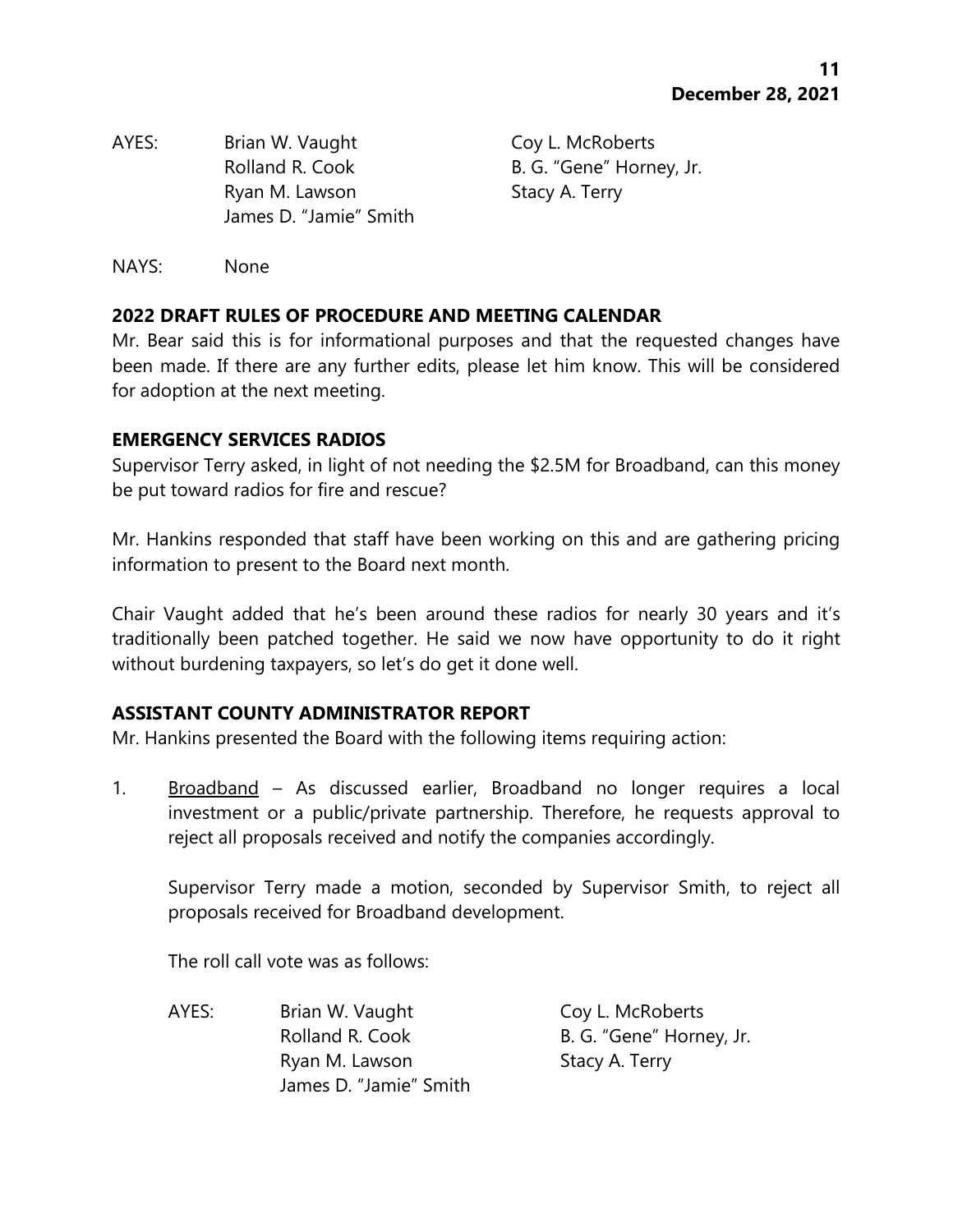AYES: Brian W. Vaught, Coy L. McRoberts, Rolland R. Cook, B. G. "Gene" Horney, Jr., Ryan M. Lawson, Stacy A. Terry, James D. "Jamie" Smith

NAYS: None

## 2022 DRAFT RULES OF PROCEDURE AND MEETING CALENDAR

Mr. Bear said this is for informational purposes and that the requested changes have been made. If there are any further edits, please let him know. This will be considered for adoption at the next meeting.

## EMERGENCY SERVICES RADIOS

Supervisor Terry asked, in light of not needing the $2.5M for Broadband, can this money be put toward radios for fire and rescue?

Mr. Hankins responded that staff have been working on this and are gathering pricing information to present to the Board next month.

Chair Vaught added that he's been around these radios for nearly 30 years and it's traditionally been patched together. He said we now have opportunity to do it right without burdening taxpayers, so let's do get it done well.

## ASSISTANT COUNTY ADMINISTRATOR REPORT

Mr. Hankins presented the Board with the following items requiring action:

1. <u>Broadband</u> – As discussed earlier, Broadband no longer requires a local investment or a public/private partnership. Therefore, he requests approval to reject all proposals received and notify the companies accordingly.

   Supervisor Terry made a motion, seconded by Supervisor Smith, to reject all proposals received for Broadband development.

   The roll call vote was as follows:

   AYES: Brian W. Vaught, Coy L. McRoberts, Rolland R. Cook, B. G. "Gene" Horney, Jr., Ryan M. Lawson, Stacy A. Terry, James D. "Jamie" Smith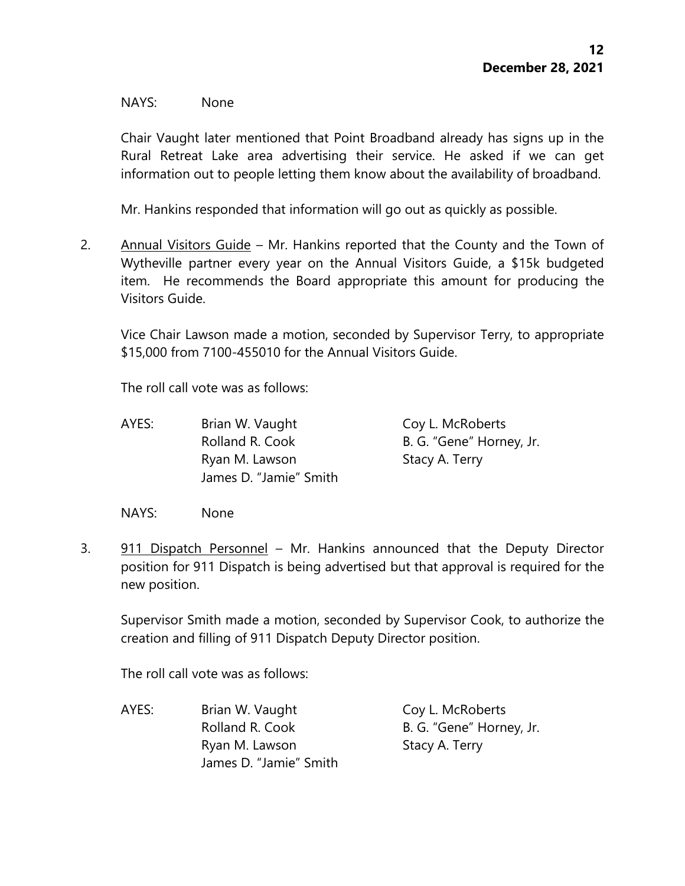NAYS: None

Chair Vaught later mentioned that Point Broadband already has signs up in the Rural Retreat Lake area advertising their service. He asked if we can get information out to people letting them know about the availability of broadband.

Mr. Hankins responded that information will go out as quickly as possible.

2. <u>Annual Visitors Guide</u> – Mr. Hankins reported that the County and the Town of Wytheville partner every year on the Annual Visitors Guide, a $15k budgeted item. He recommends the Board appropriate this amount for producing the Visitors Guide.

   Vice Chair Lawson made a motion, seconded by Supervisor Terry, to appropriate $15,000 from 7100-455010 for the Annual Visitors Guide.

   The roll call vote was as follows:

   AYES: Brian W. Vaught, Coy L. McRoberts, Rolland R. Cook, B. G. "Gene" Horney, Jr., Ryan M. Lawson, Stacy A. Terry, James D. "Jamie" Smith

   NAYS: None

3. <u>911 Dispatch Personnel</u> – Mr. Hankins announced that the Deputy Director position for 911 Dispatch is being advertised but that approval is required for the new position.

   Supervisor Smith made a motion, seconded by Supervisor Cook, to authorize the creation and filling of 911 Dispatch Deputy Director position.

   The roll call vote was as follows:

   AYES: Brian W. Vaught, Coy L. McRoberts, Rolland R. Cook, B. G. "Gene" Horney, Jr., Ryan M. Lawson, Stacy A. Terry, James D. "Jamie" Smith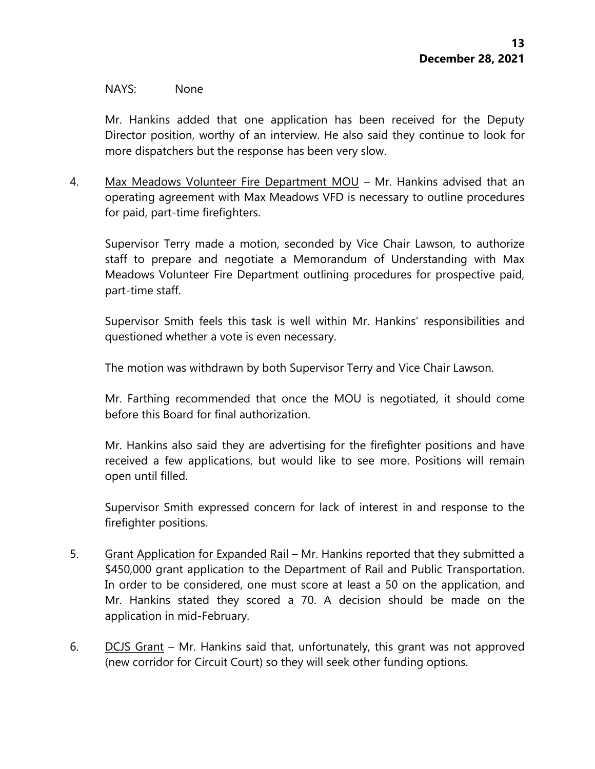NAYS: None

Mr. Hankins added that one application has been received for the Deputy Director position, worthy of an interview. He also said they continue to look for more dispatchers but the response has been very slow.

4. Max Meadows Volunteer Fire Department MOU – Mr. Hankins advised that an operating agreement with Max Meadows VFD is necessary to outline procedures for paid, part-time firefighters.

   Supervisor Terry made a motion, seconded by Vice Chair Lawson, to authorize staff to prepare and negotiate a Memorandum of Understanding with Max Meadows Volunteer Fire Department outlining procedures for prospective paid, part-time staff.

   Supervisor Smith feels this task is well within Mr. Hankins' responsibilities and questioned whether a vote is even necessary.

   The motion was withdrawn by both Supervisor Terry and Vice Chair Lawson.

   Mr. Farthing recommended that once the MOU is negotiated, it should come before this Board for final authorization.

   Mr. Hankins also said they are advertising for the firefighter positions and have received a few applications, but would like to see more. Positions will remain open until filled.

   Supervisor Smith expressed concern for lack of interest in and response to the firefighter positions.

5. Grant Application for Expanded Rail – Mr. Hankins reported that they submitted a $450,000 grant application to the Department of Rail and Public Transportation. In order to be considered, one must score at least a 50 on the application, and Mr. Hankins stated they scored a 70. A decision should be made on the application in mid-February.

6. DCJS Grant – Mr. Hankins said that, unfortunately, this grant was not approved (new corridor for Circuit Court) so they will seek other funding options.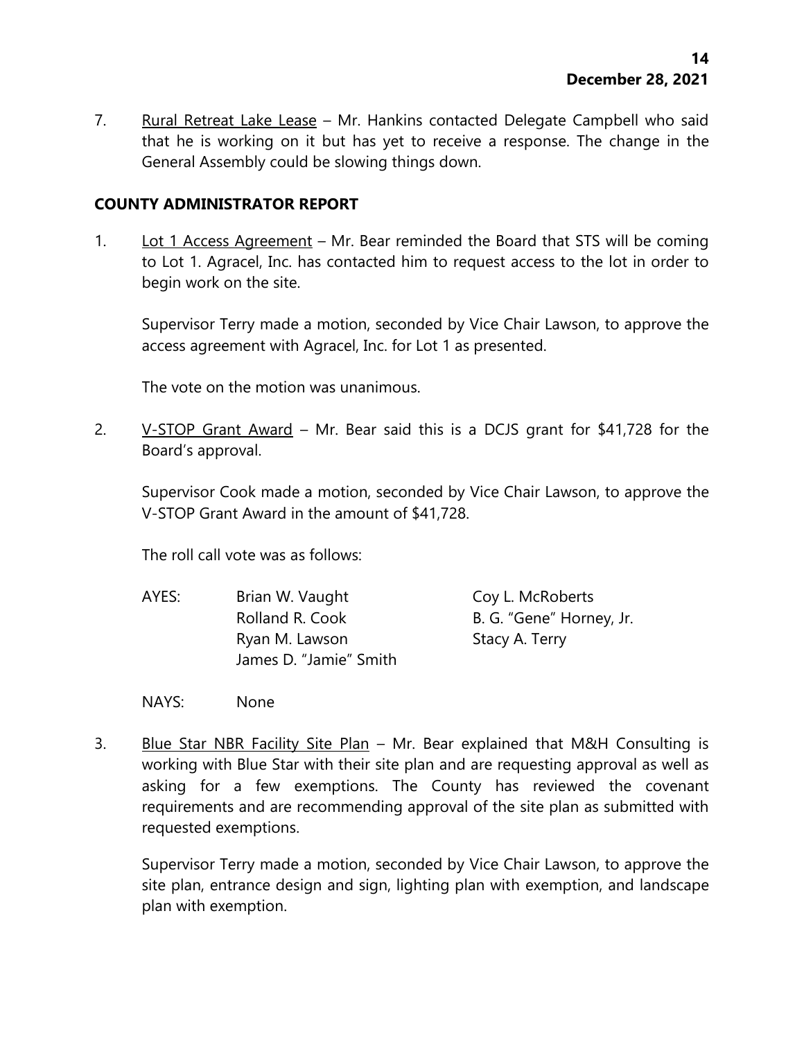7. Rural Retreat Lake Lease – Mr. Hankins contacted Delegate Campbell who said that he is working on it but has yet to receive a response. The change in the General Assembly could be slowing things down.

## COUNTY ADMINISTRATOR REPORT

1. Lot 1 Access Agreement – Mr. Bear reminded the Board that STS will be coming to Lot 1. Agracel, Inc. has contacted him to request access to the lot in order to begin work on the site.

   Supervisor Terry made a motion, seconded by Vice Chair Lawson, to approve the access agreement with Agracel, Inc. for Lot 1 as presented.

   The vote on the motion was unanimous.

2. V-STOP Grant Award – Mr. Bear said this is a DCJS grant for $41,728 for the Board's approval.

   Supervisor Cook made a motion, seconded by Vice Chair Lawson, to approve the V-STOP Grant Award in the amount of $41,728.

   The roll call vote was as follows:

   AYES: Brian W. Vaught, Rolland R. Cook, Ryan M. Lawson, James D. "Jamie" Smith, Coy L. McRoberts, B. G. "Gene" Horney, Jr., Stacy A. Terry

   NAYS: None

3. Blue Star NBR Facility Site Plan – Mr. Bear explained that M&H Consulting is working with Blue Star with their site plan and are requesting approval as well as asking for a few exemptions. The County has reviewed the covenant requirements and are recommending approval of the site plan as submitted with requested exemptions.

   Supervisor Terry made a motion, seconded by Vice Chair Lawson, to approve the site plan, entrance design and sign, lighting plan with exemption, and landscape plan with exemption.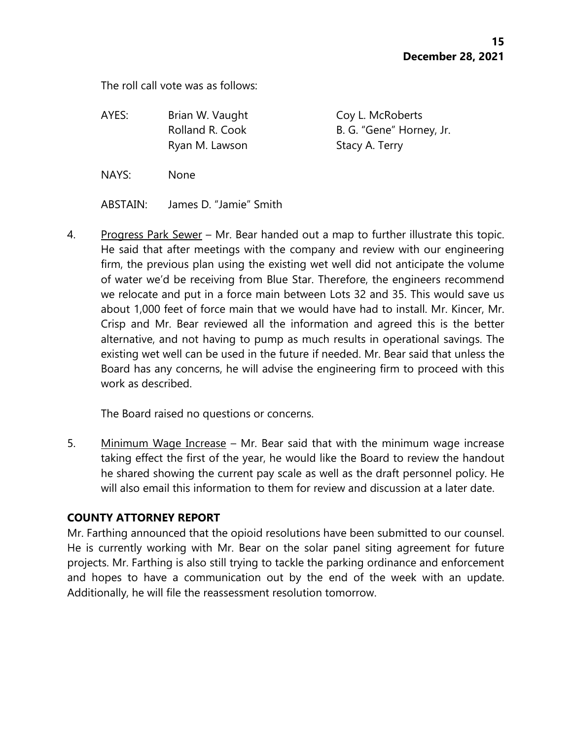The roll call vote was as follows:

| | | |
|---|---|---|
| AYES: | Brian W. Vaught | Coy L. McRoberts |
| | Rolland R. Cook | B. G. "Gene" Horney, Jr. |
| | Ryan M. Lawson | Stacy A. Terry |
| NAYS: | None | |
| ABSTAIN: | James D. "Jamie" Smith | |

4. Progress Park Sewer – Mr. Bear handed out a map to further illustrate this topic. He said that after meetings with the company and review with our engineering firm, the previous plan using the existing wet well did not anticipate the volume of water we'd be receiving from Blue Star. Therefore, the engineers recommend we relocate and put in a force main between Lots 32 and 35. This would save us about 1,000 feet of force main that we would have had to install. Mr. Kincer, Mr. Crisp and Mr. Bear reviewed all the information and agreed this is the better alternative, and not having to pump as much results in operational savings. The existing wet well can be used in the future if needed. Mr. Bear said that unless the Board has any concerns, he will advise the engineering firm to proceed with this work as described.

   The Board raised no questions or concerns.

5. Minimum Wage Increase – Mr. Bear said that with the minimum wage increase taking effect the first of the year, he would like the Board to review the handout he shared showing the current pay scale as well as the draft personnel policy. He will also email this information to them for review and discussion at a later date.

## COUNTY ATTORNEY REPORT

Mr. Farthing announced that the opioid resolutions have been submitted to our counsel. He is currently working with Mr. Bear on the solar panel siting agreement for future projects. Mr. Farthing is also still trying to tackle the parking ordinance and enforcement and hopes to have a communication out by the end of the week with an update. Additionally, he will file the reassessment resolution tomorrow.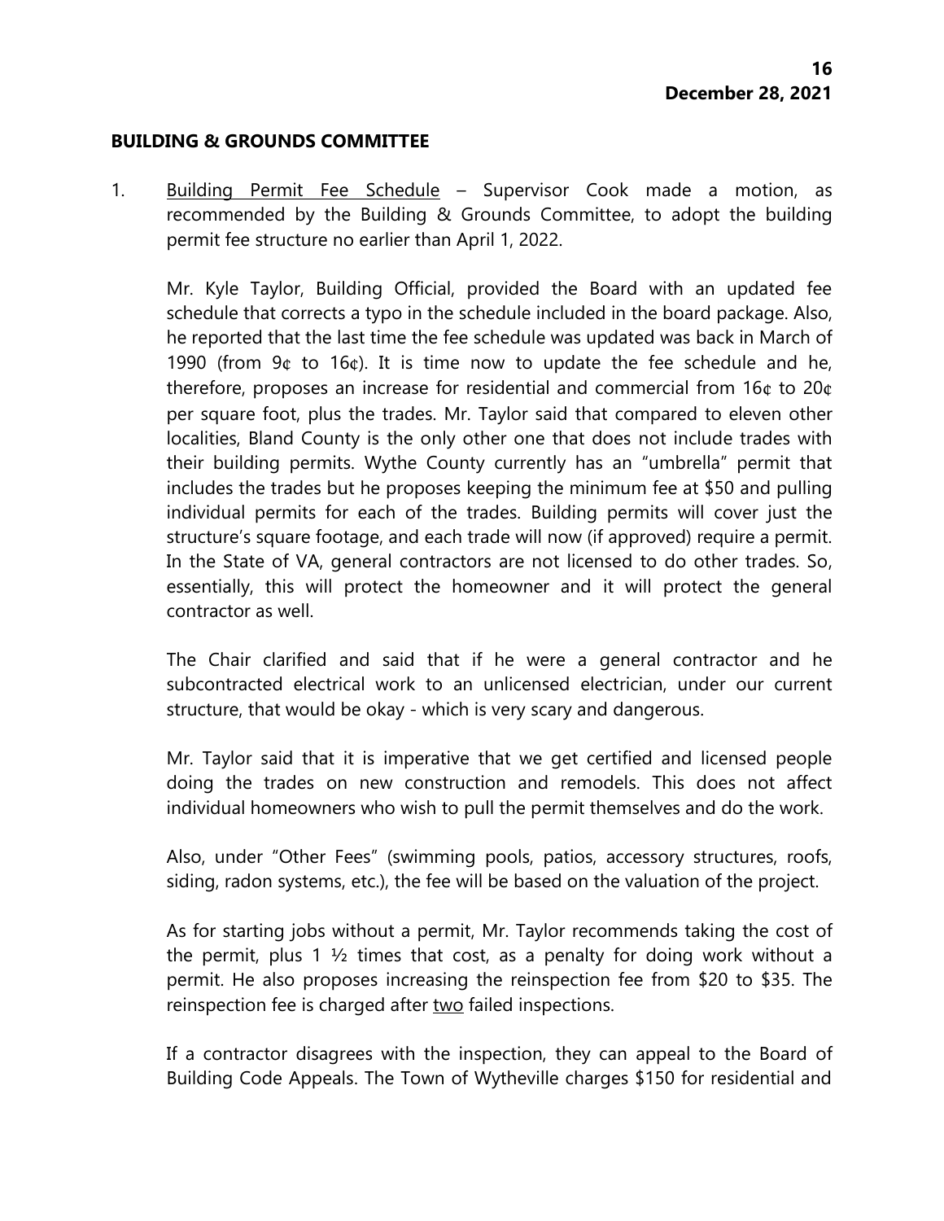## BUILDING & GROUNDS COMMITTEE

1. Building Permit Fee Schedule – Supervisor Cook made a motion, as recommended by the Building & Grounds Committee, to adopt the building permit fee structure no earlier than April 1, 2022.

   Mr. Kyle Taylor, Building Official, provided the Board with an updated fee schedule that corrects a typo in the schedule included in the board package. Also, he reported that the last time the fee schedule was updated was back in March of 1990 (from 9¢ to 16¢). It is time now to update the fee schedule and he, therefore, proposes an increase for residential and commercial from 16¢ to 20¢ per square foot, plus the trades. Mr. Taylor said that compared to eleven other localities, Bland County is the only other one that does not include trades with their building permits. Wythe County currently has an "umbrella" permit that includes the trades but he proposes keeping the minimum fee at $50 and pulling individual permits for each of the trades. Building permits will cover just the structure's square footage, and each trade will now (if approved) require a permit. In the State of VA, general contractors are not licensed to do other trades. So, essentially, this will protect the homeowner and it will protect the general contractor as well.

   The Chair clarified and said that if he were a general contractor and he subcontracted electrical work to an unlicensed electrician, under our current structure, that would be okay - which is very scary and dangerous.

   Mr. Taylor said that it is imperative that we get certified and licensed people doing the trades on new construction and remodels. This does not affect individual homeowners who wish to pull the permit themselves and do the work.

   Also, under "Other Fees" (swimming pools, patios, accessory structures, roofs, siding, radon systems, etc.), the fee will be based on the valuation of the project.

   As for starting jobs without a permit, Mr. Taylor recommends taking the cost of the permit, plus 1 ½ times that cost, as a penalty for doing work without a permit. He also proposes increasing the reinspection fee from $20 to $35. The reinspection fee is charged after <u>two</u> failed inspections.

   If a contractor disagrees with the inspection, they can appeal to the Board of Building Code Appeals. The Town of Wytheville charges $150 for residential and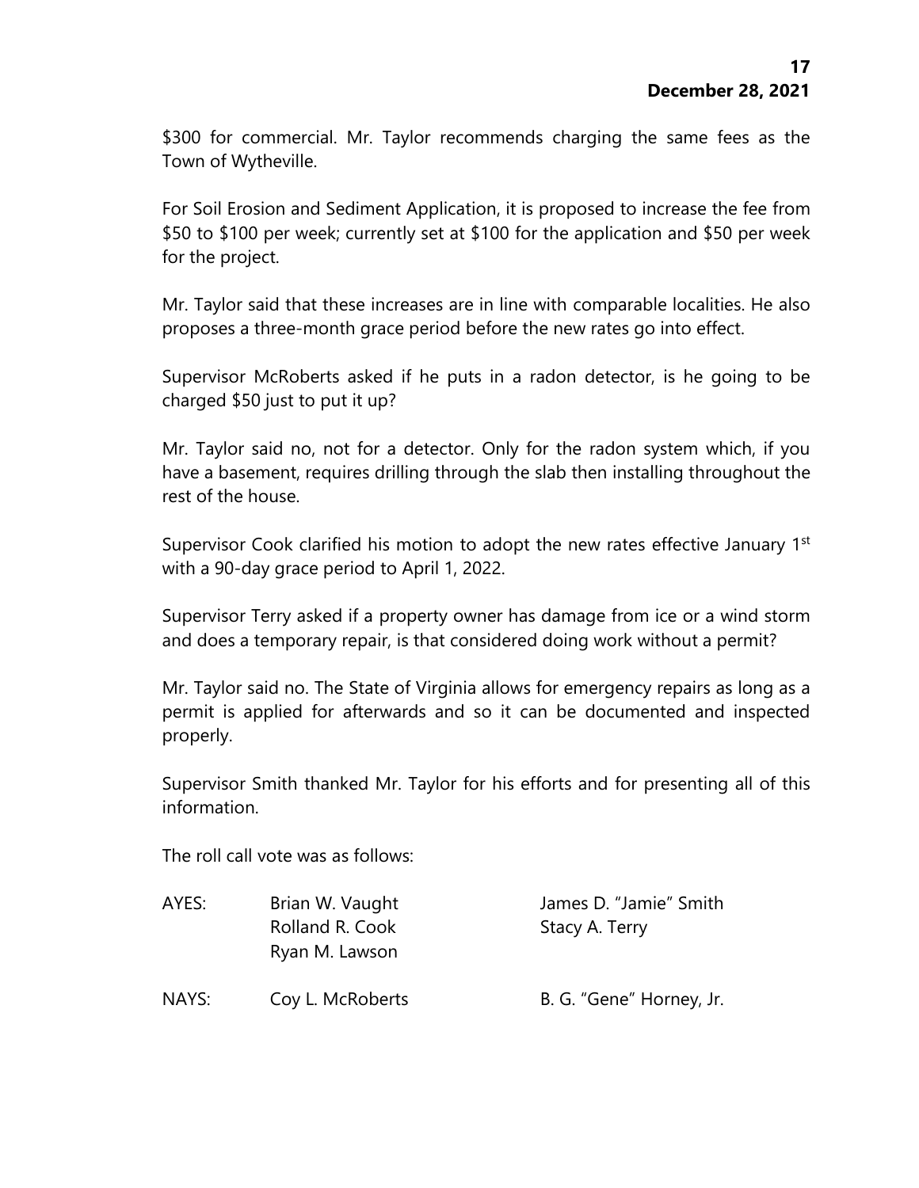$300 for commercial. Mr. Taylor recommends charging the same fees as the Town of Wytheville.

For Soil Erosion and Sediment Application, it is proposed to increase the fee from $50 to $100 per week; currently set at $100 for the application and $50 per week for the project.

Mr. Taylor said that these increases are in line with comparable localities. He also proposes a three-month grace period before the new rates go into effect.

Supervisor McRoberts asked if he puts in a radon detector, is he going to be charged $50 just to put it up?

Mr. Taylor said no, not for a detector. Only for the radon system which, if you have a basement, requires drilling through the slab then installing throughout the rest of the house.

Supervisor Cook clarified his motion to adopt the new rates effective January 1st with a 90-day grace period to April 1, 2022.

Supervisor Terry asked if a property owner has damage from ice or a wind storm and does a temporary repair, is that considered doing work without a permit?

Mr. Taylor said no. The State of Virginia allows for emergency repairs as long as a permit is applied for afterwards and so it can be documented and inspected properly.

Supervisor Smith thanked Mr. Taylor for his efforts and for presenting all of this information.

The roll call vote was as follows:

| | | |
|---|---|---|
| AYES: | Brian W. Vaught | James D. "Jamie" Smith |
| | Rolland R. Cook | Stacy A. Terry |
| | Ryan M. Lawson | |
| NAYS: | Coy L. McRoberts | B. G. "Gene" Horney, Jr. |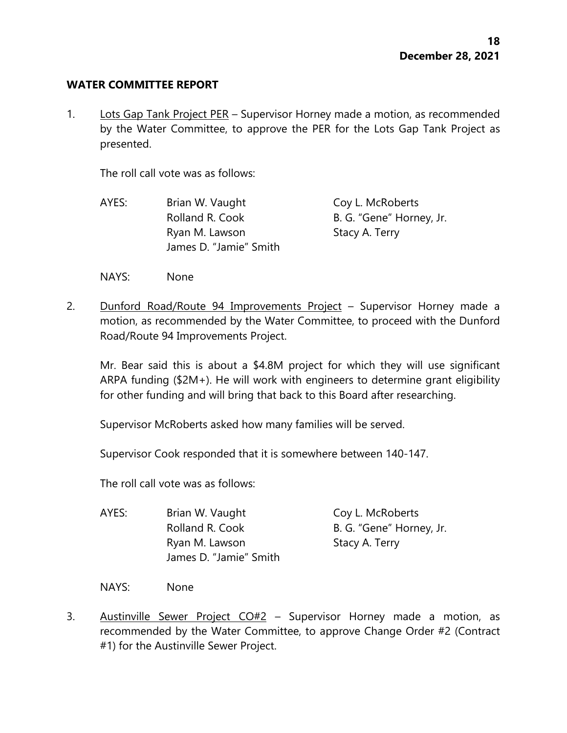**WATER COMMITTEE REPORT**

1. Lots Gap Tank Project PER – Supervisor Horney made a motion, as recommended by the Water Committee, to approve the PER for the Lots Gap Tank Project as presented.

   The roll call vote was as follows:

   | | | |
   |---|---|---|
   | AYES: | Brian W. Vaught | Coy L. McRoberts |
   | | Rolland R. Cook | B. G. "Gene" Horney, Jr. |
   | | Ryan M. Lawson | Stacy A. Terry |
   | | James D. "Jamie" Smith | |

   NAYS: None

2. Dunford Road/Route 94 Improvements Project – Supervisor Horney made a motion, as recommended by the Water Committee, to proceed with the Dunford Road/Route 94 Improvements Project.

   Mr. Bear said this is about a $4.8M project for which they will use significant ARPA funding ($2M+). He will work with engineers to determine grant eligibility for other funding and will bring that back to this Board after researching.

   Supervisor McRoberts asked how many families will be served.

   Supervisor Cook responded that it is somewhere between 140-147.

   The roll call vote was as follows:

   | | | |
   |---|---|---|
   | AYES: | Brian W. Vaught | Coy L. McRoberts |
   | | Rolland R. Cook | B. G. "Gene" Horney, Jr. |
   | | Ryan M. Lawson | Stacy A. Terry |
   | | James D. "Jamie" Smith | |

   NAYS: None

3. Austinville Sewer Project CO#2 – Supervisor Horney made a motion, as recommended by the Water Committee, to approve Change Order #2 (Contract #1) for the Austinville Sewer Project.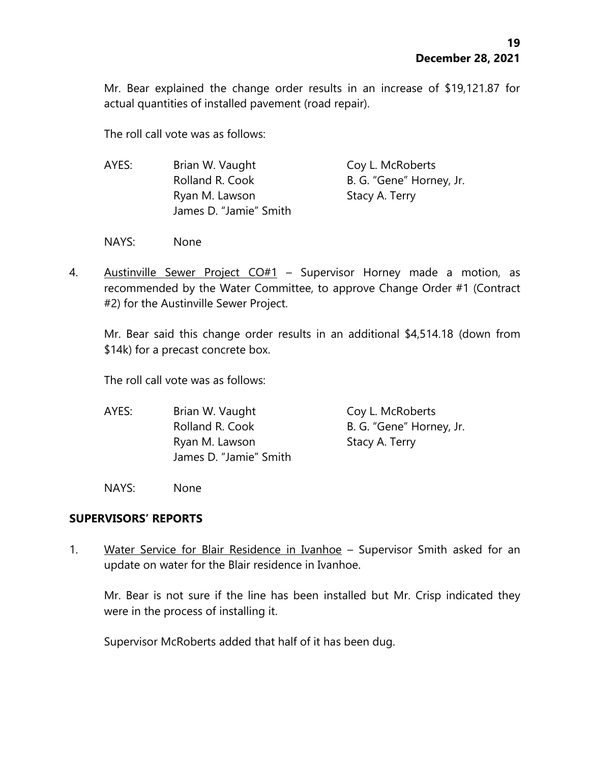Mr. Bear explained the change order results in an increase of $19,121.87 for actual quantities of installed pavement (road repair).

The roll call vote was as follows:

| AYES: | Brian W. Vaught | Coy L. McRoberts |
|---|---|---|
| | Rolland R. Cook | B. G. "Gene" Horney, Jr. |
| | Ryan M. Lawson | Stacy A. Terry |
| | James D. "Jamie" Smith | |

NAYS: None

4. Austinville Sewer Project CO#1 – Supervisor Horney made a motion, as recommended by the Water Committee, to approve Change Order #1 (Contract #2) for the Austinville Sewer Project.

   Mr. Bear said this change order results in an additional $4,514.18 (down from $14k) for a precast concrete box.

   The roll call vote was as follows:

| AYES: | Brian W. Vaught | Coy L. McRoberts |
|---|---|---|
| | Rolland R. Cook | B. G. "Gene" Horney, Jr. |
| | Ryan M. Lawson | Stacy A. Terry |
| | James D. "Jamie" Smith | |

NAYS: None

## SUPERVISORS' REPORTS

1. Water Service for Blair Residence in Ivanhoe – Supervisor Smith asked for an update on water for the Blair residence in Ivanhoe.

   Mr. Bear is not sure if the line has been installed but Mr. Crisp indicated they were in the process of installing it.

   Supervisor McRoberts added that half of it has been dug.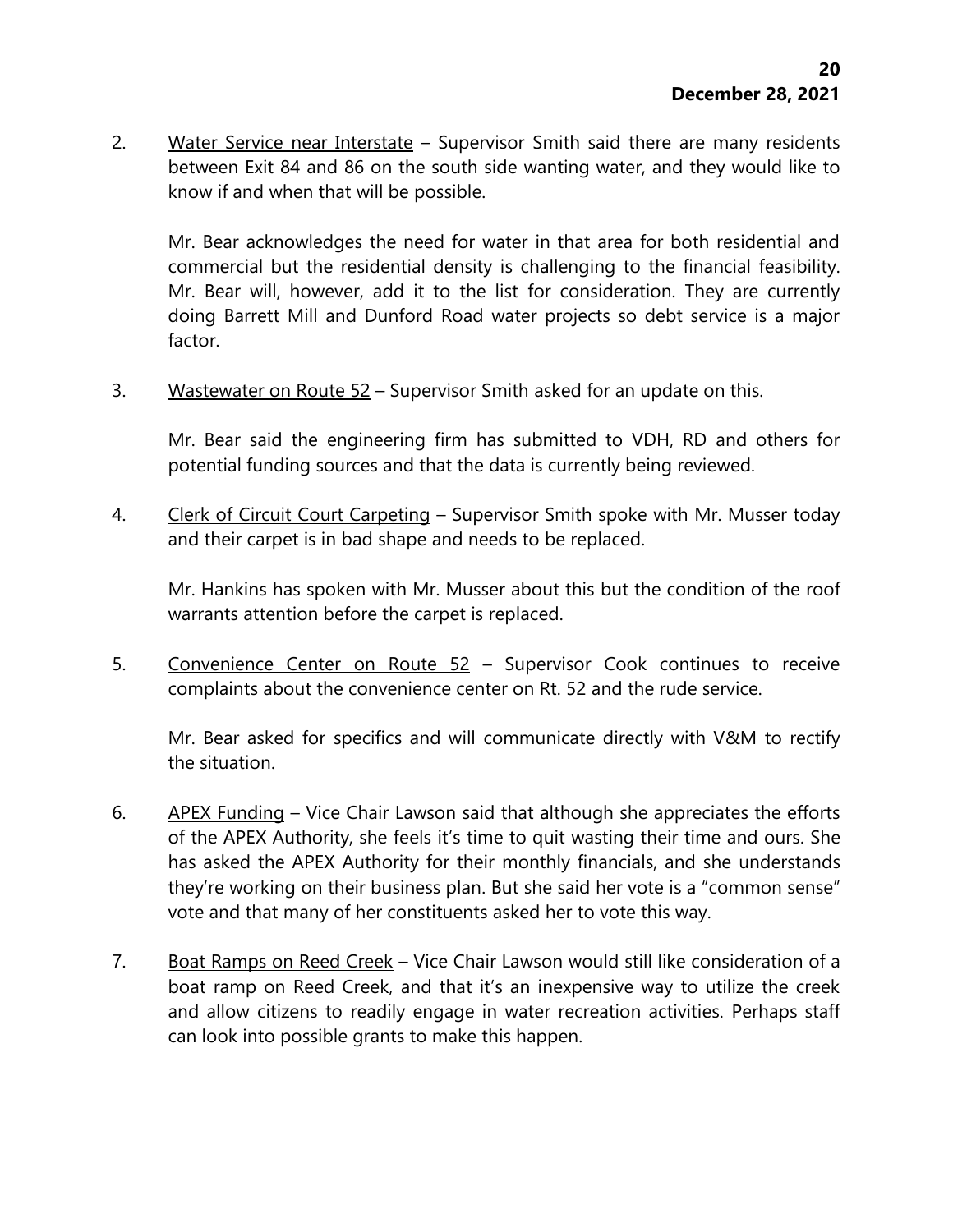2. <u>Water Service near Interstate</u> – Supervisor Smith said there are many residents between Exit 84 and 86 on the south side wanting water, and they would like to know if and when that will be possible.

   Mr. Bear acknowledges the need for water in that area for both residential and commercial but the residential density is challenging to the financial feasibility. Mr. Bear will, however, add it to the list for consideration. They are currently doing Barrett Mill and Dunford Road water projects so debt service is a major factor.

3. <u>Wastewater on Route 52</u> – Supervisor Smith asked for an update on this.

   Mr. Bear said the engineering firm has submitted to VDH, RD and others for potential funding sources and that the data is currently being reviewed.

4. <u>Clerk of Circuit Court Carpeting</u> – Supervisor Smith spoke with Mr. Musser today and their carpet is in bad shape and needs to be replaced.

   Mr. Hankins has spoken with Mr. Musser about this but the condition of the roof warrants attention before the carpet is replaced.

5. <u>Convenience Center on Route 52</u> – Supervisor Cook continues to receive complaints about the convenience center on Rt. 52 and the rude service.

   Mr. Bear asked for specifics and will communicate directly with V&M to rectify the situation.

6. <u>APEX Funding</u> – Vice Chair Lawson said that although she appreciates the efforts of the APEX Authority, she feels it's time to quit wasting their time and ours. She has asked the APEX Authority for their monthly financials, and she understands they're working on their business plan. But she said her vote is a "common sense" vote and that many of her constituents asked her to vote this way.

7. <u>Boat Ramps on Reed Creek</u> – Vice Chair Lawson would still like consideration of a boat ramp on Reed Creek, and that it's an inexpensive way to utilize the creek and allow citizens to readily engage in water recreation activities. Perhaps staff can look into possible grants to make this happen.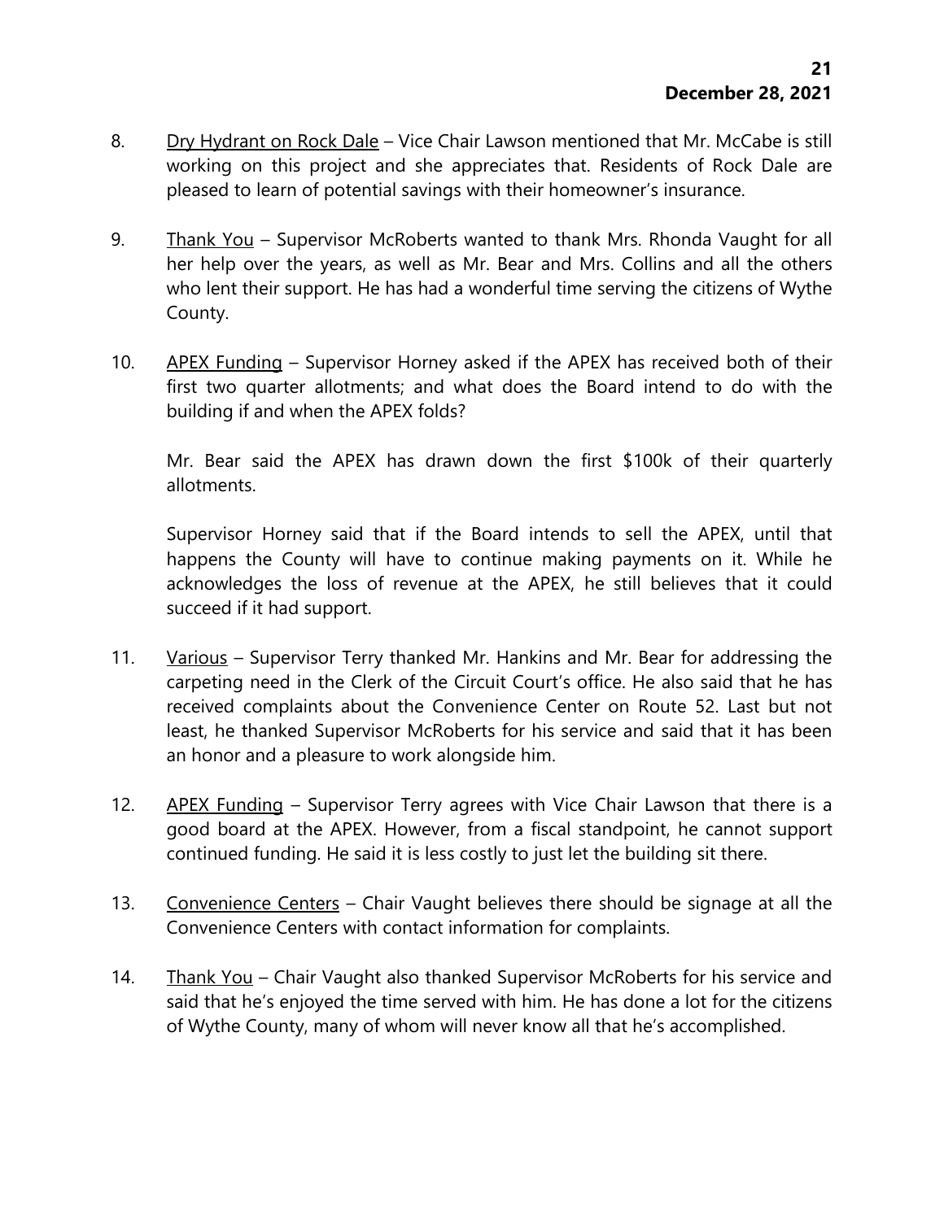8. Dry Hydrant on Rock Dale – Vice Chair Lawson mentioned that Mr. McCabe is still working on this project and she appreciates that. Residents of Rock Dale are pleased to learn of potential savings with their homeowner's insurance.

9. Thank You – Supervisor McRoberts wanted to thank Mrs. Rhonda Vaught for all her help over the years, as well as Mr. Bear and Mrs. Collins and all the others who lent their support. He has had a wonderful time serving the citizens of Wythe County.

10. APEX Funding – Supervisor Horney asked if the APEX has received both of their first two quarter allotments; and what does the Board intend to do with the building if and when the APEX folds?

    Mr. Bear said the APEX has drawn down the first $100k of their quarterly allotments.

    Supervisor Horney said that if the Board intends to sell the APEX, until that happens the County will have to continue making payments on it. While he acknowledges the loss of revenue at the APEX, he still believes that it could succeed if it had support.

11. Various – Supervisor Terry thanked Mr. Hankins and Mr. Bear for addressing the carpeting need in the Clerk of the Circuit Court's office. He also said that he has received complaints about the Convenience Center on Route 52. Last but not least, he thanked Supervisor McRoberts for his service and said that it has been an honor and a pleasure to work alongside him.

12. APEX Funding – Supervisor Terry agrees with Vice Chair Lawson that there is a good board at the APEX. However, from a fiscal standpoint, he cannot support continued funding. He said it is less costly to just let the building sit there.

13. Convenience Centers – Chair Vaught believes there should be signage at all the Convenience Centers with contact information for complaints.

14. Thank You – Chair Vaught also thanked Supervisor McRoberts for his service and said that he's enjoyed the time served with him. He has done a lot for the citizens of Wythe County, many of whom will never know all that he's accomplished.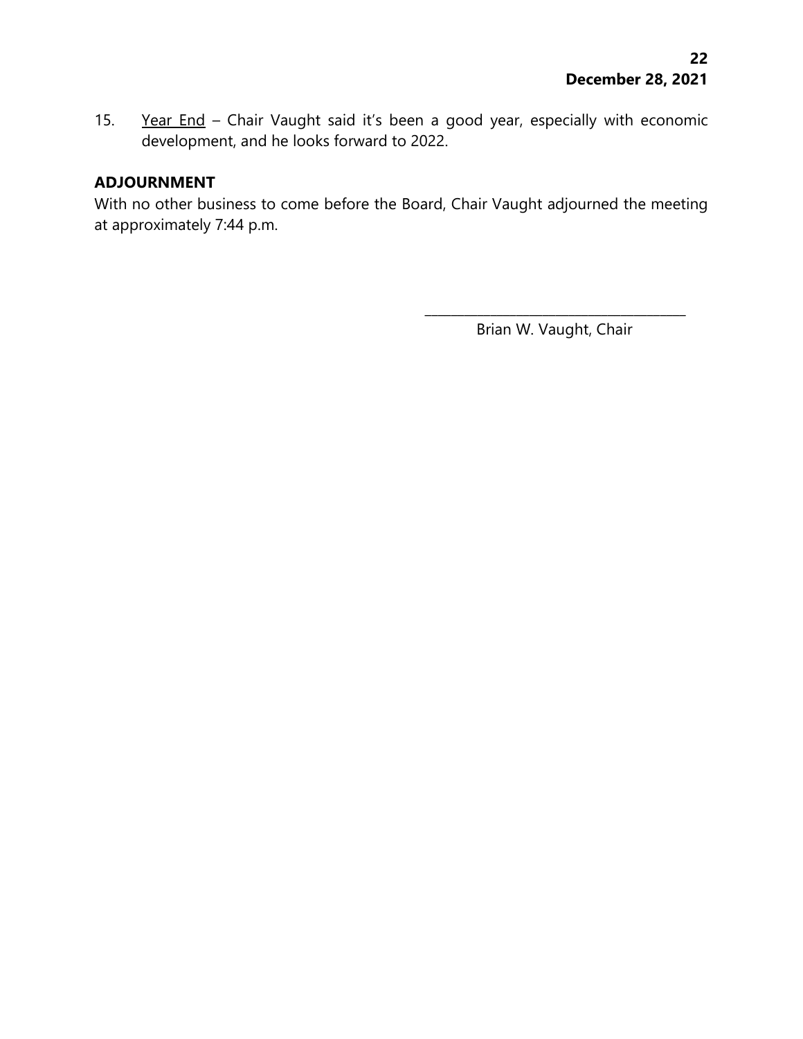15. Year End – Chair Vaught said it's been a good year, especially with economic development, and he looks forward to 2022.

**ADJOURNMENT**

With no other business to come before the Board, Chair Vaught adjourned the meeting at approximately 7:44 p.m.

\_\_\_\_\_\_\_\_\_\_\_\_\_\_\_\_\_\_\_\_\_\_\_\_\_\_\_\_\_\_\_\_\_\_\_\_\_\_

Brian W. Vaught, Chair